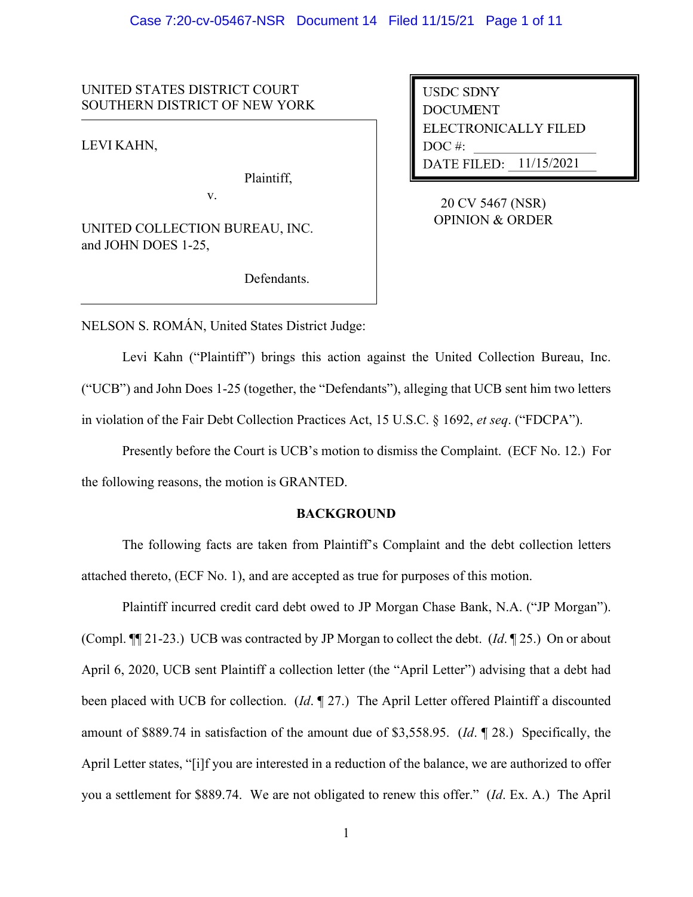UNITED STATES DISTRICT COURT
SOUTHERN DISTRICT OF NEW YORK

LEVI KAHN,

Plaintiff,

v.

UNITED COLLECTION BUREAU, INC. and JOHN DOES 1-25,

Defendants.

USDC SDNY
DOCUMENT
ELECTRONICALLY FILED
DOC #:
DATE FILED: 11/15/2021

20 CV 5467 (NSR)
OPINION & ORDER

NELSON S. ROMÁN, United States District Judge:

Levi Kahn ("Plaintiff") brings this action against the United Collection Bureau, Inc. ("UCB") and John Does 1-25 (together, the "Defendants"), alleging that UCB sent him two letters in violation of the Fair Debt Collection Practices Act, 15 U.S.C. § 1692, *et seq*. ("FDCPA").

Presently before the Court is UCB's motion to dismiss the Complaint. (ECF No. 12.) For the following reasons, the motion is GRANTED.

## BACKGROUND

The following facts are taken from Plaintiff's Complaint and the debt collection letters attached thereto, (ECF No. 1), and are accepted as true for purposes of this motion.

Plaintiff incurred credit card debt owed to JP Morgan Chase Bank, N.A. ("JP Morgan"). (Compl. ¶¶ 21-23.) UCB was contracted by JP Morgan to collect the debt. (*Id*. ¶ 25.) On or about April 6, 2020, UCB sent Plaintiff a collection letter (the "April Letter") advising that a debt had been placed with UCB for collection. (*Id*. ¶ 27.) The April Letter offered Plaintiff a discounted amount of $889.74 in satisfaction of the amount due of $3,558.95. (*Id*. ¶ 28.) Specifically, the April Letter states, "[i]f you are interested in a reduction of the balance, we are authorized to offer you a settlement for $889.74. We are not obligated to renew this offer." (*Id*. Ex. A.) The April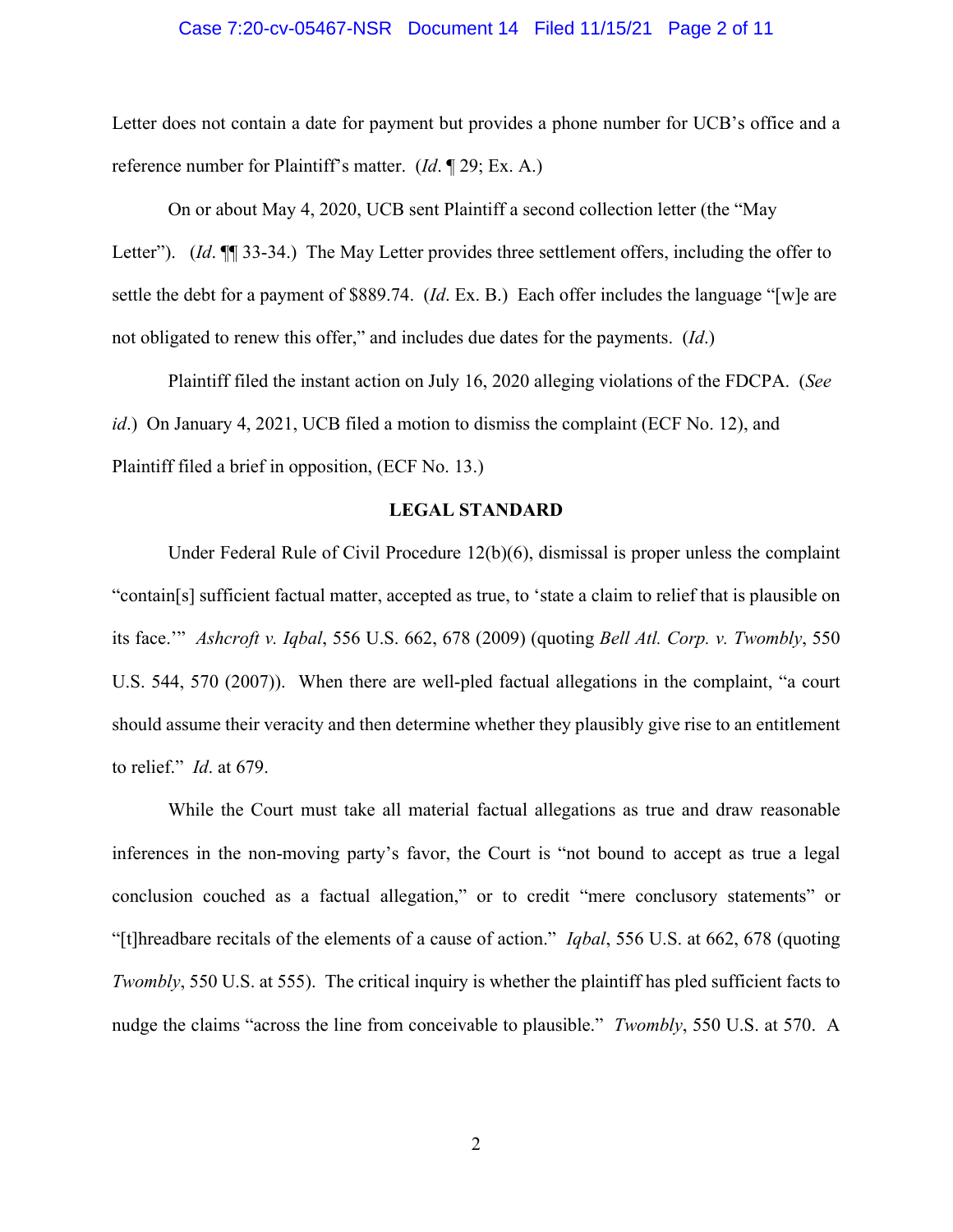Letter does not contain a date for payment but provides a phone number for UCB's office and a reference number for Plaintiff's matter. (*Id*. ¶ 29; Ex. A.)

On or about May 4, 2020, UCB sent Plaintiff a second collection letter (the "May Letter"). (*Id*. ¶¶ 33-34.) The May Letter provides three settlement offers, including the offer to settle the debt for a payment of $889.74. (*Id*. Ex. B.) Each offer includes the language "[w]e are not obligated to renew this offer," and includes due dates for the payments. (*Id*.)

Plaintiff filed the instant action on July 16, 2020 alleging violations of the FDCPA. (*See id*.) On January 4, 2021, UCB filed a motion to dismiss the complaint (ECF No. 12), and Plaintiff filed a brief in opposition, (ECF No. 13.)

## LEGAL STANDARD

Under Federal Rule of Civil Procedure 12(b)(6), dismissal is proper unless the complaint "contain[s] sufficient factual matter, accepted as true, to 'state a claim to relief that is plausible on its face.'" *Ashcroft v. Iqbal*, 556 U.S. 662, 678 (2009) (quoting *Bell Atl. Corp. v. Twombly*, 550 U.S. 544, 570 (2007)). When there are well-pled factual allegations in the complaint, "a court should assume their veracity and then determine whether they plausibly give rise to an entitlement to relief." *Id*. at 679.

While the Court must take all material factual allegations as true and draw reasonable inferences in the non-moving party's favor, the Court is "not bound to accept as true a legal conclusion couched as a factual allegation," or to credit "mere conclusory statements" or "[t]hreadbare recitals of the elements of a cause of action." *Iqbal*, 556 U.S. at 662, 678 (quoting *Twombly*, 550 U.S. at 555). The critical inquiry is whether the plaintiff has pled sufficient facts to nudge the claims "across the line from conceivable to plausible." *Twombly*, 550 U.S. at 570. A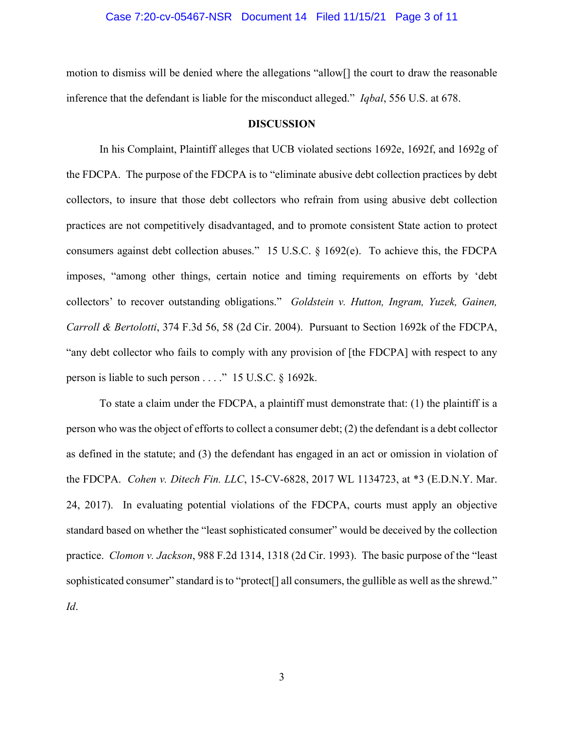motion to dismiss will be denied where the allegations "allow[] the court to draw the reasonable inference that the defendant is liable for the misconduct alleged." *Iqbal*, 556 U.S. at 678.

**DISCUSSION**

In his Complaint, Plaintiff alleges that UCB violated sections 1692e, 1692f, and 1692g of the FDCPA. The purpose of the FDCPA is to "eliminate abusive debt collection practices by debt collectors, to insure that those debt collectors who refrain from using abusive debt collection practices are not competitively disadvantaged, and to promote consistent State action to protect consumers against debt collection abuses." 15 U.S.C. § 1692(e). To achieve this, the FDCPA imposes, "among other things, certain notice and timing requirements on efforts by 'debt collectors' to recover outstanding obligations." *Goldstein v. Hutton, Ingram, Yuzek, Gainen, Carroll & Bertolotti*, 374 F.3d 56, 58 (2d Cir. 2004). Pursuant to Section 1692k of the FDCPA, "any debt collector who fails to comply with any provision of [the FDCPA] with respect to any person is liable to such person . . . ." 15 U.S.C. § 1692k.

To state a claim under the FDCPA, a plaintiff must demonstrate that: (1) the plaintiff is a person who was the object of efforts to collect a consumer debt; (2) the defendant is a debt collector as defined in the statute; and (3) the defendant has engaged in an act or omission in violation of the FDCPA. *Cohen v. Ditech Fin. LLC*, 15-CV-6828, 2017 WL 1134723, at *3 (E.D.N.Y. Mar. 24, 2017). In evaluating potential violations of the FDCPA, courts must apply an objective standard based on whether the "least sophisticated consumer" would be deceived by the collection practice. *Clomon v. Jackson*, 988 F.2d 1314, 1318 (2d Cir. 1993). The basic purpose of the "least sophisticated consumer" standard is to "protect[] all consumers, the gullible as well as the shrewd." *Id*.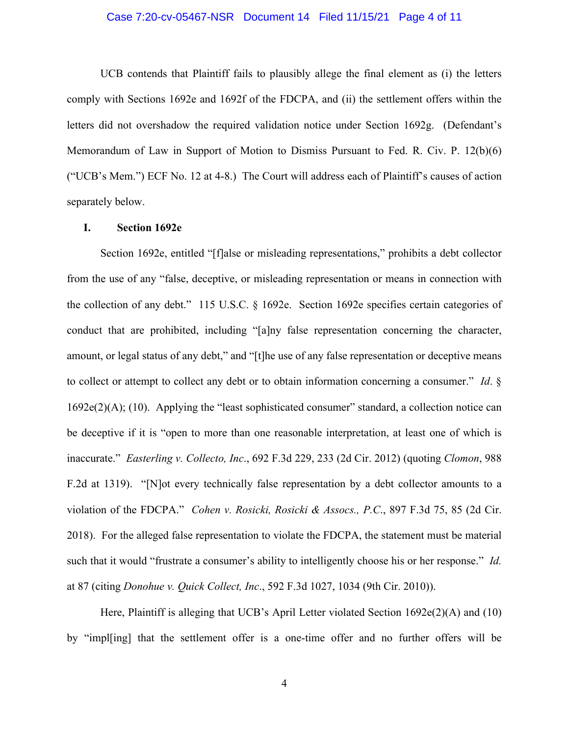UCB contends that Plaintiff fails to plausibly allege the final element as (i) the letters comply with Sections 1692e and 1692f of the FDCPA, and (ii) the settlement offers within the letters did not overshadow the required validation notice under Section 1692g. (Defendant's Memorandum of Law in Support of Motion to Dismiss Pursuant to Fed. R. Civ. P. 12(b)(6) ("UCB's Mem.") ECF No. 12 at 4-8.) The Court will address each of Plaintiff's causes of action separately below.

## I. Section 1692e

Section 1692e, entitled "[f]alse or misleading representations," prohibits a debt collector from the use of any "false, deceptive, or misleading representation or means in connection with the collection of any debt." 115 U.S.C. § 1692e. Section 1692e specifies certain categories of conduct that are prohibited, including "[a]ny false representation concerning the character, amount, or legal status of any debt," and "[t]he use of any false representation or deceptive means to collect or attempt to collect any debt or to obtain information concerning a consumer." *Id.* § 1692e(2)(A); (10). Applying the "least sophisticated consumer" standard, a collection notice can be deceptive if it is "open to more than one reasonable interpretation, at least one of which is inaccurate." *Easterling v. Collecto, Inc*., 692 F.3d 229, 233 (2d Cir. 2012) (quoting *Clomon*, 988 F.2d at 1319). "[N]ot every technically false representation by a debt collector amounts to a violation of the FDCPA." *Cohen v. Rosicki, Rosicki & Assocs., P.C*., 897 F.3d 75, 85 (2d Cir. 2018). For the alleged false representation to violate the FDCPA, the statement must be material such that it would "frustrate a consumer's ability to intelligently choose his or her response." *Id.* at 87 (citing *Donohue v. Quick Collect, Inc*., 592 F.3d 1027, 1034 (9th Cir. 2010)).

Here, Plaintiff is alleging that UCB's April Letter violated Section 1692e(2)(A) and (10) by "impl[ing] that the settlement offer is a one-time offer and no further offers will be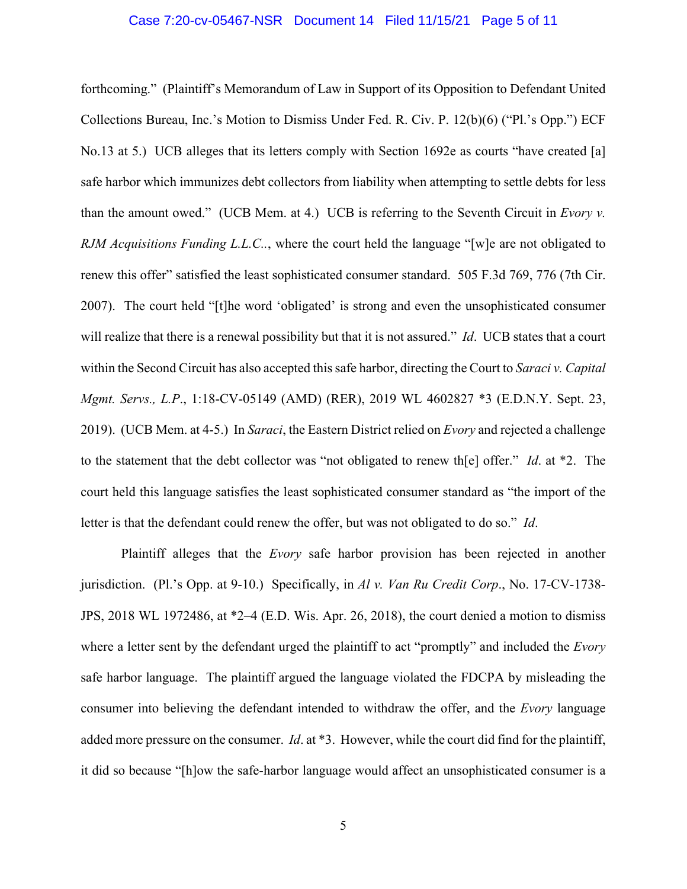forthcoming." (Plaintiff's Memorandum of Law in Support of its Opposition to Defendant United Collections Bureau, Inc.'s Motion to Dismiss Under Fed. R. Civ. P. 12(b)(6) ("Pl.'s Opp.") ECF No.13 at 5.) UCB alleges that its letters comply with Section 1692e as courts "have created [a] safe harbor which immunizes debt collectors from liability when attempting to settle debts for less than the amount owed." (UCB Mem. at 4.) UCB is referring to the Seventh Circuit in *Evory v. RJM Acquisitions Funding L.L.C.*., where the court held the language "[w]e are not obligated to renew this offer" satisfied the least sophisticated consumer standard. 505 F.3d 769, 776 (7th Cir. 2007). The court held "[t]he word 'obligated' is strong and even the unsophisticated consumer will realize that there is a renewal possibility but that it is not assured." *Id*. UCB states that a court within the Second Circuit has also accepted this safe harbor, directing the Court to *Saraci v. Capital Mgmt. Servs., L.P*., 1:18-CV-05149 (AMD) (RER), 2019 WL 4602827 *3 (E.D.N.Y. Sept. 23, 2019). (UCB Mem. at 4-5.) In *Saraci*, the Eastern District relied on *Evory* and rejected a challenge to the statement that the debt collector was "not obligated to renew th[e] offer." *Id*. at *2. The court held this language satisfies the least sophisticated consumer standard as "the import of the letter is that the defendant could renew the offer, but was not obligated to do so." *Id*.

Plaintiff alleges that the *Evory* safe harbor provision has been rejected in another jurisdiction. (Pl.'s Opp. at 9-10.) Specifically, in *Al v. Van Ru Credit Corp*., No. 17-CV-1738-JPS, 2018 WL 1972486, at *2–4 (E.D. Wis. Apr. 26, 2018), the court denied a motion to dismiss where a letter sent by the defendant urged the plaintiff to act "promptly" and included the *Evory* safe harbor language. The plaintiff argued the language violated the FDCPA by misleading the consumer into believing the defendant intended to withdraw the offer, and the *Evory* language added more pressure on the consumer. *Id*. at *3. However, while the court did find for the plaintiff, it did so because "[h]ow the safe-harbor language would affect an unsophisticated consumer is a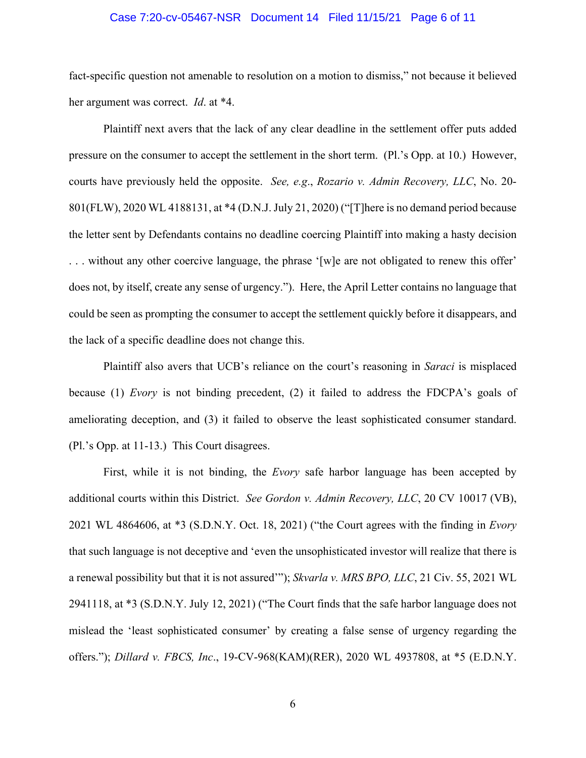fact-specific question not amenable to resolution on a motion to dismiss," not because it believed her argument was correct. *Id*. at *4.

Plaintiff next avers that the lack of any clear deadline in the settlement offer puts added pressure on the consumer to accept the settlement in the short term. (Pl.'s Opp. at 10.) However, courts have previously held the opposite. *See, e.g.*, *Rozario v. Admin Recovery, LLC*, No. 20-801(FLW), 2020 WL 4188131, at *4 (D.N.J. July 21, 2020) ("[T]here is no demand period because the letter sent by Defendants contains no deadline coercing Plaintiff into making a hasty decision . . . without any other coercive language, the phrase '[w]e are not obligated to renew this offer' does not, by itself, create any sense of urgency."). Here, the April Letter contains no language that could be seen as prompting the consumer to accept the settlement quickly before it disappears, and the lack of a specific deadline does not change this.

Plaintiff also avers that UCB's reliance on the court's reasoning in *Saraci* is misplaced because (1) *Evory* is not binding precedent, (2) it failed to address the FDCPA's goals of ameliorating deception, and (3) it failed to observe the least sophisticated consumer standard. (Pl.'s Opp. at 11-13.) This Court disagrees.

First, while it is not binding, the *Evory* safe harbor language has been accepted by additional courts within this District. *See Gordon v. Admin Recovery, LLC*, 20 CV 10017 (VB), 2021 WL 4864606, at *3 (S.D.N.Y. Oct. 18, 2021) ("the Court agrees with the finding in *Evory* that such language is not deceptive and 'even the unsophisticated investor will realize that there is a renewal possibility but that it is not assured'"); *Skvarla v. MRS BPO, LLC*, 21 Civ. 55, 2021 WL 2941118, at *3 (S.D.N.Y. July 12, 2021) ("The Court finds that the safe harbor language does not mislead the 'least sophisticated consumer' by creating a false sense of urgency regarding the offers."); *Dillard v. FBCS, Inc*., 19-CV-968(KAM)(RER), 2020 WL 4937808, at *5 (E.D.N.Y.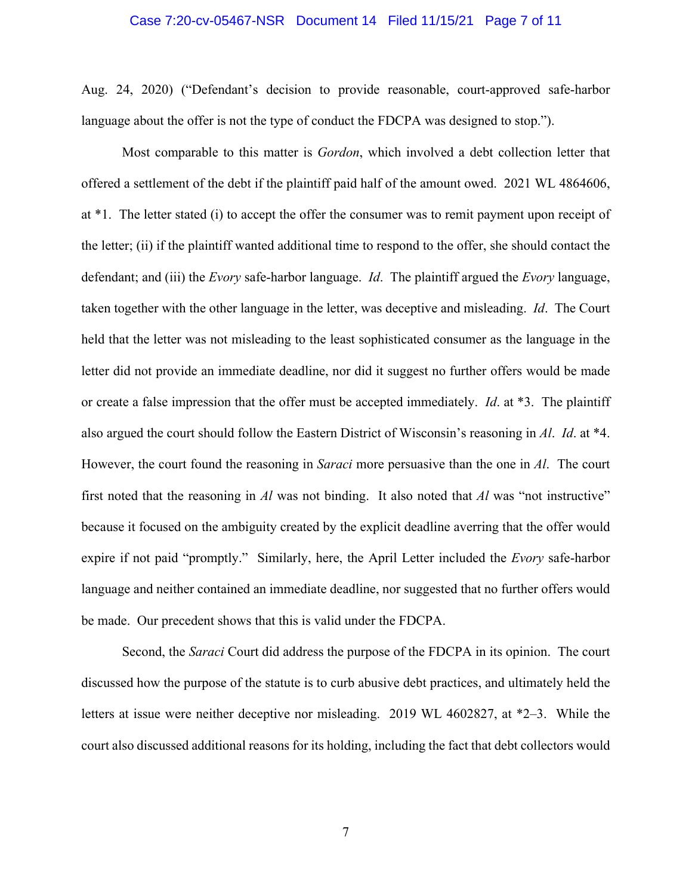Aug. 24, 2020) ("Defendant's decision to provide reasonable, court-approved safe-harbor language about the offer is not the type of conduct the FDCPA was designed to stop.").

Most comparable to this matter is *Gordon*, which involved a debt collection letter that offered a settlement of the debt if the plaintiff paid half of the amount owed. 2021 WL 4864606, at *1. The letter stated (i) to accept the offer the consumer was to remit payment upon receipt of the letter; (ii) if the plaintiff wanted additional time to respond to the offer, she should contact the defendant; and (iii) the *Evory* safe-harbor language. *Id*. The plaintiff argued the *Evory* language, taken together with the other language in the letter, was deceptive and misleading. *Id*. The Court held that the letter was not misleading to the least sophisticated consumer as the language in the letter did not provide an immediate deadline, nor did it suggest no further offers would be made or create a false impression that the offer must be accepted immediately. *Id*. at *3. The plaintiff also argued the court should follow the Eastern District of Wisconsin's reasoning in *Al*. *Id*. at *4. However, the court found the reasoning in *Saraci* more persuasive than the one in *Al*. The court first noted that the reasoning in *Al* was not binding. It also noted that *Al* was "not instructive" because it focused on the ambiguity created by the explicit deadline averring that the offer would expire if not paid "promptly." Similarly, here, the April Letter included the *Evory* safe-harbor language and neither contained an immediate deadline, nor suggested that no further offers would be made. Our precedent shows that this is valid under the FDCPA.

Second, the *Saraci* Court did address the purpose of the FDCPA in its opinion. The court discussed how the purpose of the statute is to curb abusive debt practices, and ultimately held the letters at issue were neither deceptive nor misleading. 2019 WL 4602827, at *2–3. While the court also discussed additional reasons for its holding, including the fact that debt collectors would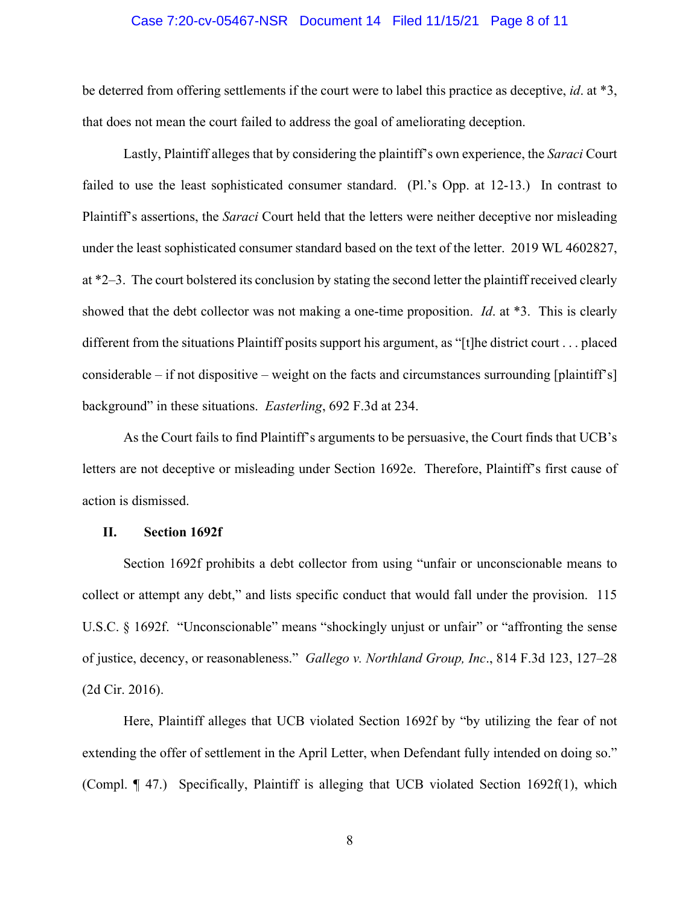be deterred from offering settlements if the court were to label this practice as deceptive, *id*. at *3, that does not mean the court failed to address the goal of ameliorating deception.

Lastly, Plaintiff alleges that by considering the plaintiff's own experience, the *Saraci* Court failed to use the least sophisticated consumer standard. (Pl.'s Opp. at 12-13.) In contrast to Plaintiff's assertions, the *Saraci* Court held that the letters were neither deceptive nor misleading under the least sophisticated consumer standard based on the text of the letter. 2019 WL 4602827, at *2–3. The court bolstered its conclusion by stating the second letter the plaintiff received clearly showed that the debt collector was not making a one-time proposition. *Id*. at *3. This is clearly different from the situations Plaintiff posits support his argument, as "[t]he district court . . . placed considerable – if not dispositive – weight on the facts and circumstances surrounding [plaintiff's] background" in these situations. *Easterling*, 692 F.3d at 234.

As the Court fails to find Plaintiff's arguments to be persuasive, the Court finds that UCB's letters are not deceptive or misleading under Section 1692e. Therefore, Plaintiff's first cause of action is dismissed.

## II. Section 1692f

Section 1692f prohibits a debt collector from using "unfair or unconscionable means to collect or attempt any debt," and lists specific conduct that would fall under the provision. 115 U.S.C. § 1692f. "Unconscionable" means "shockingly unjust or unfair" or "affronting the sense of justice, decency, or reasonableness." *Gallego v. Northland Group, Inc*., 814 F.3d 123, 127–28 (2d Cir. 2016).

Here, Plaintiff alleges that UCB violated Section 1692f by "by utilizing the fear of not extending the offer of settlement in the April Letter, when Defendant fully intended on doing so." (Compl. ¶ 47.) Specifically, Plaintiff is alleging that UCB violated Section 1692f(1), which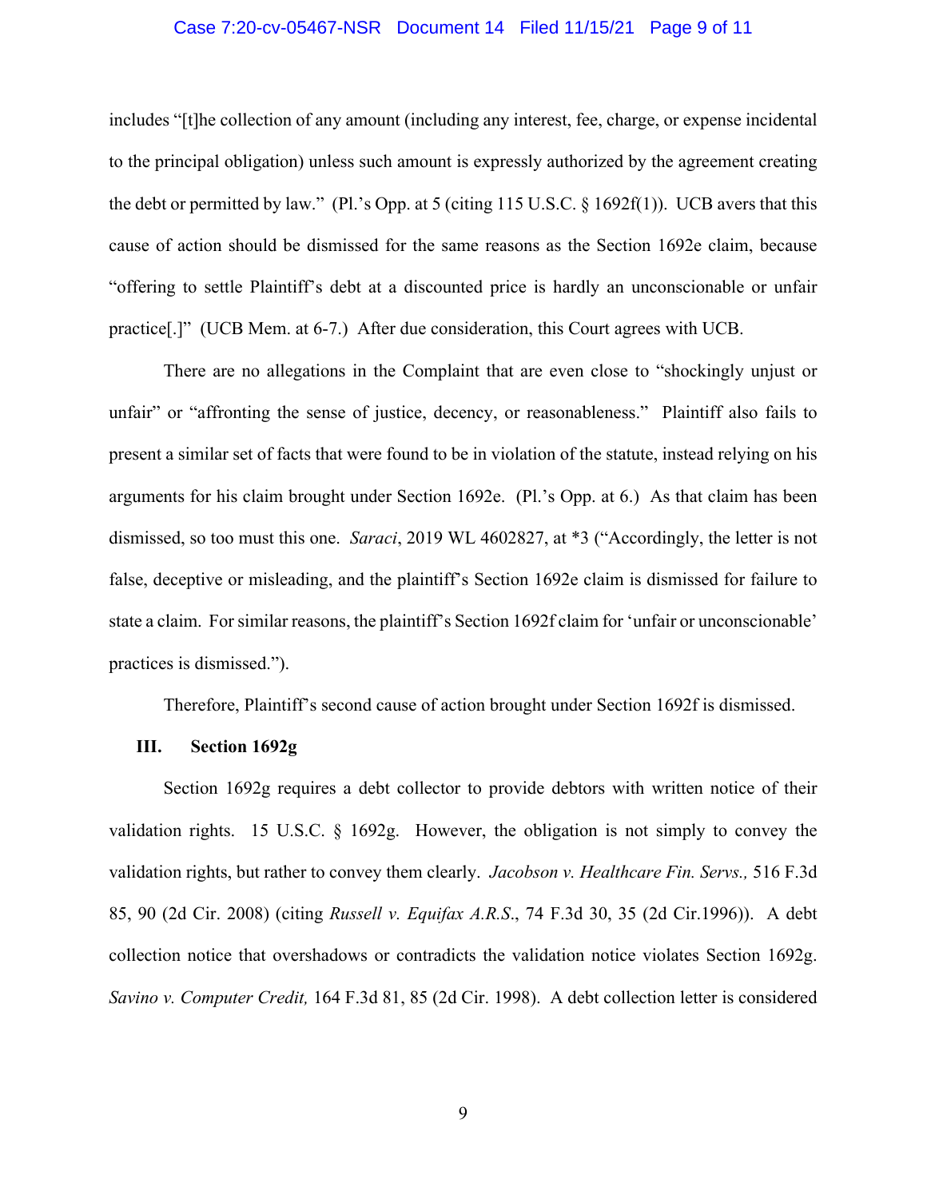includes "[t]he collection of any amount (including any interest, fee, charge, or expense incidental to the principal obligation) unless such amount is expressly authorized by the agreement creating the debt or permitted by law." (Pl.'s Opp. at 5 (citing 115 U.S.C. § 1692f(1)). UCB avers that this cause of action should be dismissed for the same reasons as the Section 1692e claim, because "offering to settle Plaintiff's debt at a discounted price is hardly an unconscionable or unfair practice[.]" (UCB Mem. at 6-7.) After due consideration, this Court agrees with UCB.

There are no allegations in the Complaint that are even close to "shockingly unjust or unfair" or "affronting the sense of justice, decency, or reasonableness." Plaintiff also fails to present a similar set of facts that were found to be in violation of the statute, instead relying on his arguments for his claim brought under Section 1692e. (Pl.'s Opp. at 6.) As that claim has been dismissed, so too must this one. *Saraci*, 2019 WL 4602827, at *3 ("Accordingly, the letter is not false, deceptive or misleading, and the plaintiff's Section 1692e claim is dismissed for failure to state a claim. For similar reasons, the plaintiff's Section 1692f claim for 'unfair or unconscionable' practices is dismissed.").

Therefore, Plaintiff's second cause of action brought under Section 1692f is dismissed.

### III. Section 1692g

Section 1692g requires a debt collector to provide debtors with written notice of their validation rights. 15 U.S.C. § 1692g. However, the obligation is not simply to convey the validation rights, but rather to convey them clearly. *Jacobson v. Healthcare Fin. Servs.,* 516 F.3d 85, 90 (2d Cir. 2008) (citing *Russell v. Equifax A.R.S.*, 74 F.3d 30, 35 (2d Cir.1996)). A debt collection notice that overshadows or contradicts the validation notice violates Section 1692g. *Savino v. Computer Credit,* 164 F.3d 81, 85 (2d Cir. 1998). A debt collection letter is considered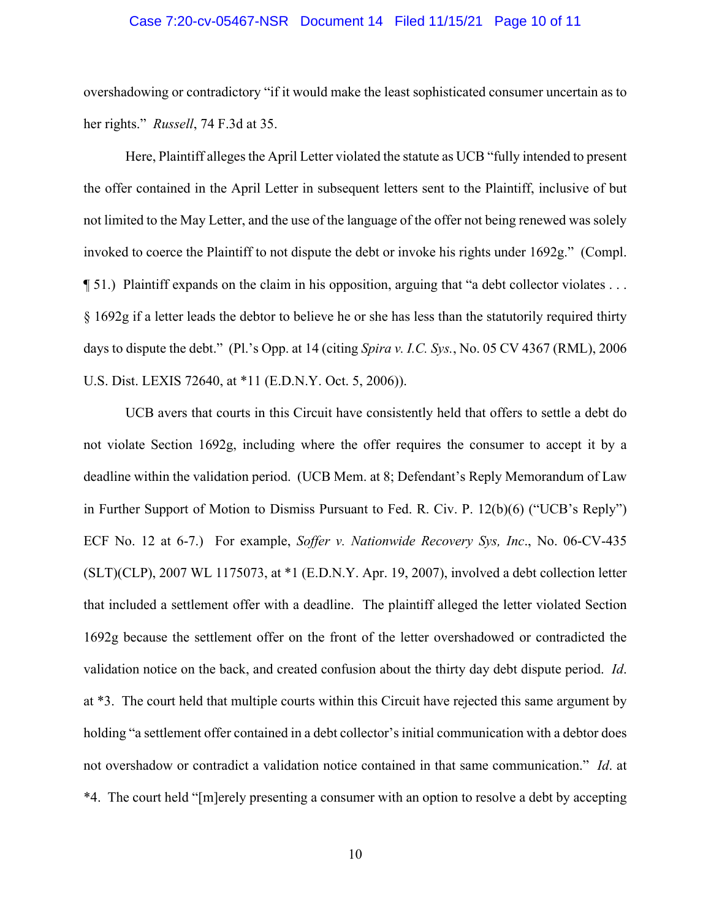overshadowing or contradictory "if it would make the least sophisticated consumer uncertain as to her rights." *Russell*, 74 F.3d at 35.

Here, Plaintiff alleges the April Letter violated the statute as UCB "fully intended to present the offer contained in the April Letter in subsequent letters sent to the Plaintiff, inclusive of but not limited to the May Letter, and the use of the language of the offer not being renewed was solely invoked to coerce the Plaintiff to not dispute the debt or invoke his rights under 1692g." (Compl. ¶ 51.) Plaintiff expands on the claim in his opposition, arguing that "a debt collector violates . . . § 1692g if a letter leads the debtor to believe he or she has less than the statutorily required thirty days to dispute the debt." (Pl.'s Opp. at 14 (citing *Spira v. I.C. Sys.*, No. 05 CV 4367 (RML), 2006 U.S. Dist. LEXIS 72640, at *11 (E.D.N.Y. Oct. 5, 2006)).

UCB avers that courts in this Circuit have consistently held that offers to settle a debt do not violate Section 1692g, including where the offer requires the consumer to accept it by a deadline within the validation period. (UCB Mem. at 8; Defendant's Reply Memorandum of Law in Further Support of Motion to Dismiss Pursuant to Fed. R. Civ. P. 12(b)(6) ("UCB's Reply") ECF No. 12 at 6-7.) For example, *Soffer v. Nationwide Recovery Sys, Inc*., No. 06-CV-435 (SLT)(CLP), 2007 WL 1175073, at *1 (E.D.N.Y. Apr. 19, 2007), involved a debt collection letter that included a settlement offer with a deadline. The plaintiff alleged the letter violated Section 1692g because the settlement offer on the front of the letter overshadowed or contradicted the validation notice on the back, and created confusion about the thirty day debt dispute period. *Id*. at *3. The court held that multiple courts within this Circuit have rejected this same argument by holding "a settlement offer contained in a debt collector's initial communication with a debtor does not overshadow or contradict a validation notice contained in that same communication." *Id*. at *4. The court held "[m]erely presenting a consumer with an option to resolve a debt by accepting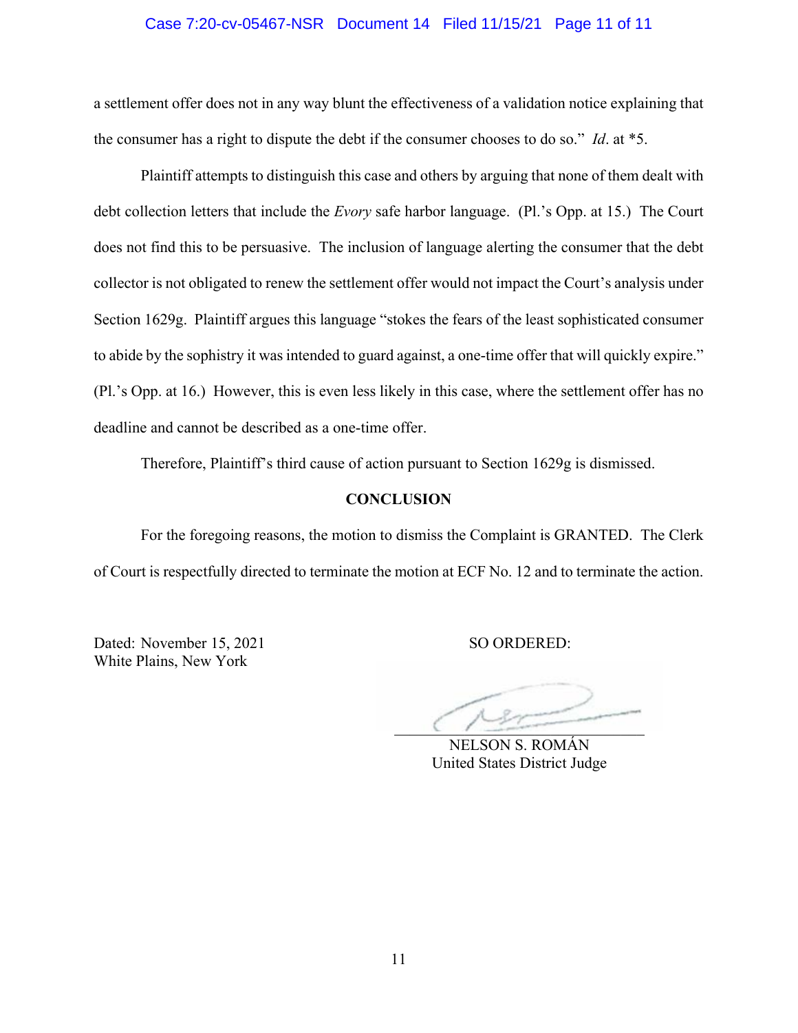a settlement offer does not in any way blunt the effectiveness of a validation notice explaining that the consumer has a right to dispute the debt if the consumer chooses to do so." *Id*. at *5.

Plaintiff attempts to distinguish this case and others by arguing that none of them dealt with debt collection letters that include the *Evory* safe harbor language. (Pl.'s Opp. at 15.) The Court does not find this to be persuasive. The inclusion of language alerting the consumer that the debt collector is not obligated to renew the settlement offer would not impact the Court's analysis under Section 1629g. Plaintiff argues this language "stokes the fears of the least sophisticated consumer to abide by the sophistry it was intended to guard against, a one-time offer that will quickly expire." (Pl.'s Opp. at 16.) However, this is even less likely in this case, where the settlement offer has no deadline and cannot be described as a one-time offer.

Therefore, Plaintiff's third cause of action pursuant to Section 1629g is dismissed.

**CONCLUSION**

For the foregoing reasons, the motion to dismiss the Complaint is GRANTED. The Clerk of Court is respectfully directed to terminate the motion at ECF No. 12 and to terminate the action.

Dated: November 15, 2021
White Plains, New York

SO ORDERED:

NELSON S. ROMÁN
United States District Judge